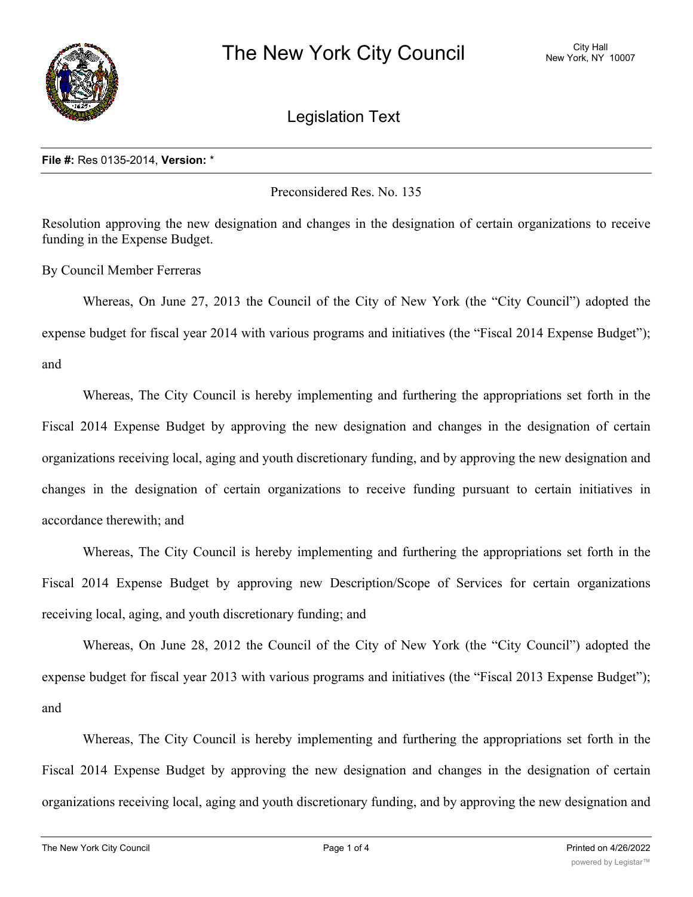# The New York City Council

City Hall
New York, NY 10007

## Legislation Text

**File #:** Res 0135-2014, **Version:** *

Preconsidered Res. No. 135

Resolution approving the new designation and changes in the designation of certain organizations to receive funding in the Expense Budget.

By Council Member Ferreras

Whereas, On June 27, 2013 the Council of the City of New York (the "City Council") adopted the expense budget for fiscal year 2014 with various programs and initiatives (the "Fiscal 2014 Expense Budget"); and

Whereas, The City Council is hereby implementing and furthering the appropriations set forth in the Fiscal 2014 Expense Budget by approving the new designation and changes in the designation of certain organizations receiving local, aging and youth discretionary funding, and by approving the new designation and changes in the designation of certain organizations to receive funding pursuant to certain initiatives in accordance therewith; and

Whereas, The City Council is hereby implementing and furthering the appropriations set forth in the Fiscal 2014 Expense Budget by approving new Description/Scope of Services for certain organizations receiving local, aging, and youth discretionary funding; and

Whereas, On June 28, 2012 the Council of the City of New York (the "City Council") adopted the expense budget for fiscal year 2013 with various programs and initiatives (the "Fiscal 2013 Expense Budget"); and

Whereas, The City Council is hereby implementing and furthering the appropriations set forth in the Fiscal 2014 Expense Budget by approving the new designation and changes in the designation of certain organizations receiving local, aging and youth discretionary funding, and by approving the new designation and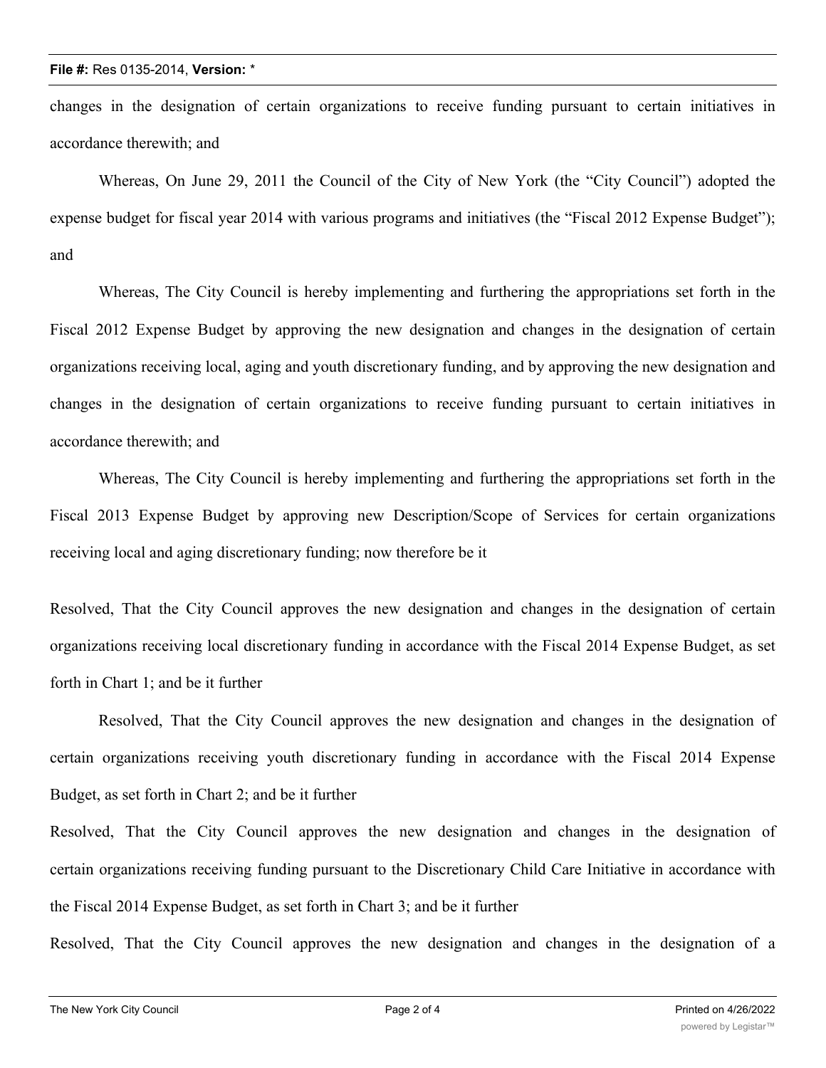changes in the designation of certain organizations to receive funding pursuant to certain initiatives in accordance therewith; and

Whereas, On June 29, 2011 the Council of the City of New York (the "City Council") adopted the expense budget for fiscal year 2014 with various programs and initiatives (the "Fiscal 2012 Expense Budget"); and

Whereas, The City Council is hereby implementing and furthering the appropriations set forth in the Fiscal 2012 Expense Budget by approving the new designation and changes in the designation of certain organizations receiving local, aging and youth discretionary funding, and by approving the new designation and changes in the designation of certain organizations to receive funding pursuant to certain initiatives in accordance therewith; and

Whereas, The City Council is hereby implementing and furthering the appropriations set forth in the Fiscal 2013 Expense Budget by approving new Description/Scope of Services for certain organizations receiving local and aging discretionary funding; now therefore be it

Resolved, That the City Council approves the new designation and changes in the designation of certain organizations receiving local discretionary funding in accordance with the Fiscal 2014 Expense Budget, as set forth in Chart 1; and be it further

Resolved, That the City Council approves the new designation and changes in the designation of certain organizations receiving youth discretionary funding in accordance with the Fiscal 2014 Expense Budget, as set forth in Chart 2; and be it further

Resolved, That the City Council approves the new designation and changes in the designation of certain organizations receiving funding pursuant to the Discretionary Child Care Initiative in accordance with the Fiscal 2014 Expense Budget, as set forth in Chart 3; and be it further

Resolved, That the City Council approves the new designation and changes in the designation of a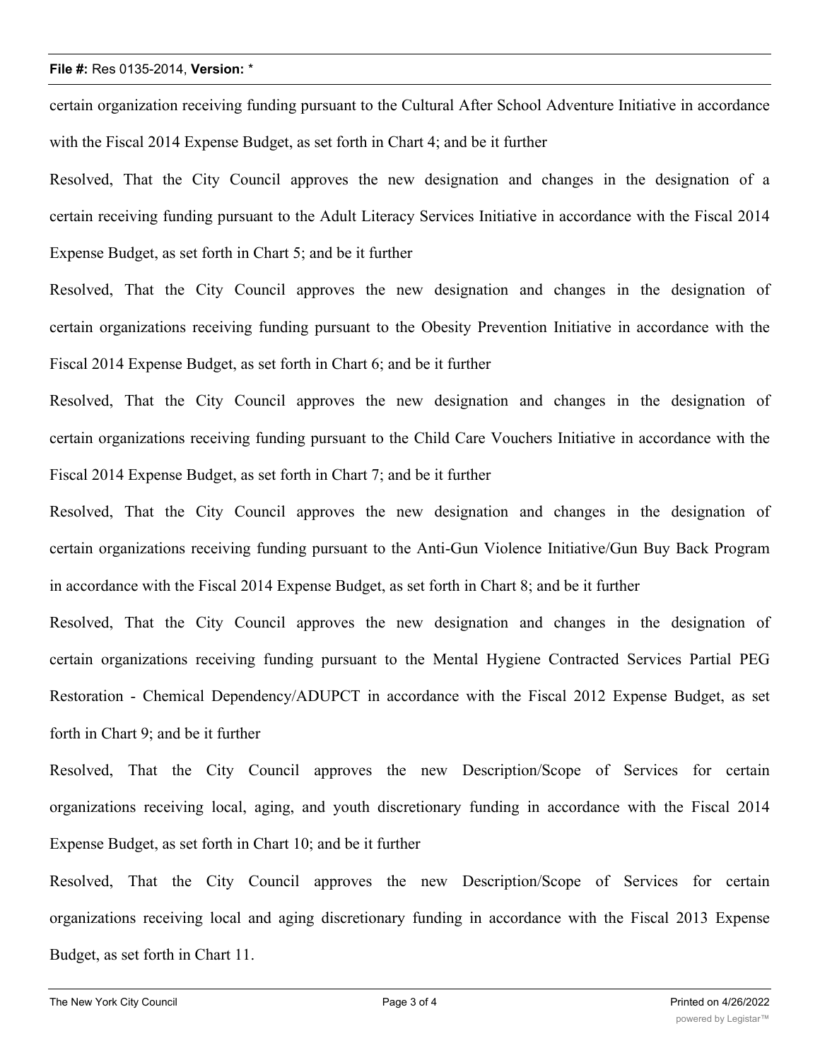certain organization receiving funding pursuant to the Cultural After School Adventure Initiative in accordance with the Fiscal 2014 Expense Budget, as set forth in Chart 4; and be it further

Resolved, That the City Council approves the new designation and changes in the designation of a certain receiving funding pursuant to the Adult Literacy Services Initiative in accordance with the Fiscal 2014 Expense Budget, as set forth in Chart 5; and be it further

Resolved, That the City Council approves the new designation and changes in the designation of certain organizations receiving funding pursuant to the Obesity Prevention Initiative in accordance with the Fiscal 2014 Expense Budget, as set forth in Chart 6; and be it further

Resolved, That the City Council approves the new designation and changes in the designation of certain organizations receiving funding pursuant to the Child Care Vouchers Initiative in accordance with the Fiscal 2014 Expense Budget, as set forth in Chart 7; and be it further

Resolved, That the City Council approves the new designation and changes in the designation of certain organizations receiving funding pursuant to the Anti-Gun Violence Initiative/Gun Buy Back Program in accordance with the Fiscal 2014 Expense Budget, as set forth in Chart 8; and be it further

Resolved, That the City Council approves the new designation and changes in the designation of certain organizations receiving funding pursuant to the Mental Hygiene Contracted Services Partial PEG Restoration - Chemical Dependency/ADUPCT in accordance with the Fiscal 2012 Expense Budget, as set forth in Chart 9; and be it further

Resolved, That the City Council approves the new Description/Scope of Services for certain organizations receiving local, aging, and youth discretionary funding in accordance with the Fiscal 2014 Expense Budget, as set forth in Chart 10; and be it further

Resolved, That the City Council approves the new Description/Scope of Services for certain organizations receiving local and aging discretionary funding in accordance with the Fiscal 2013 Expense Budget, as set forth in Chart 11.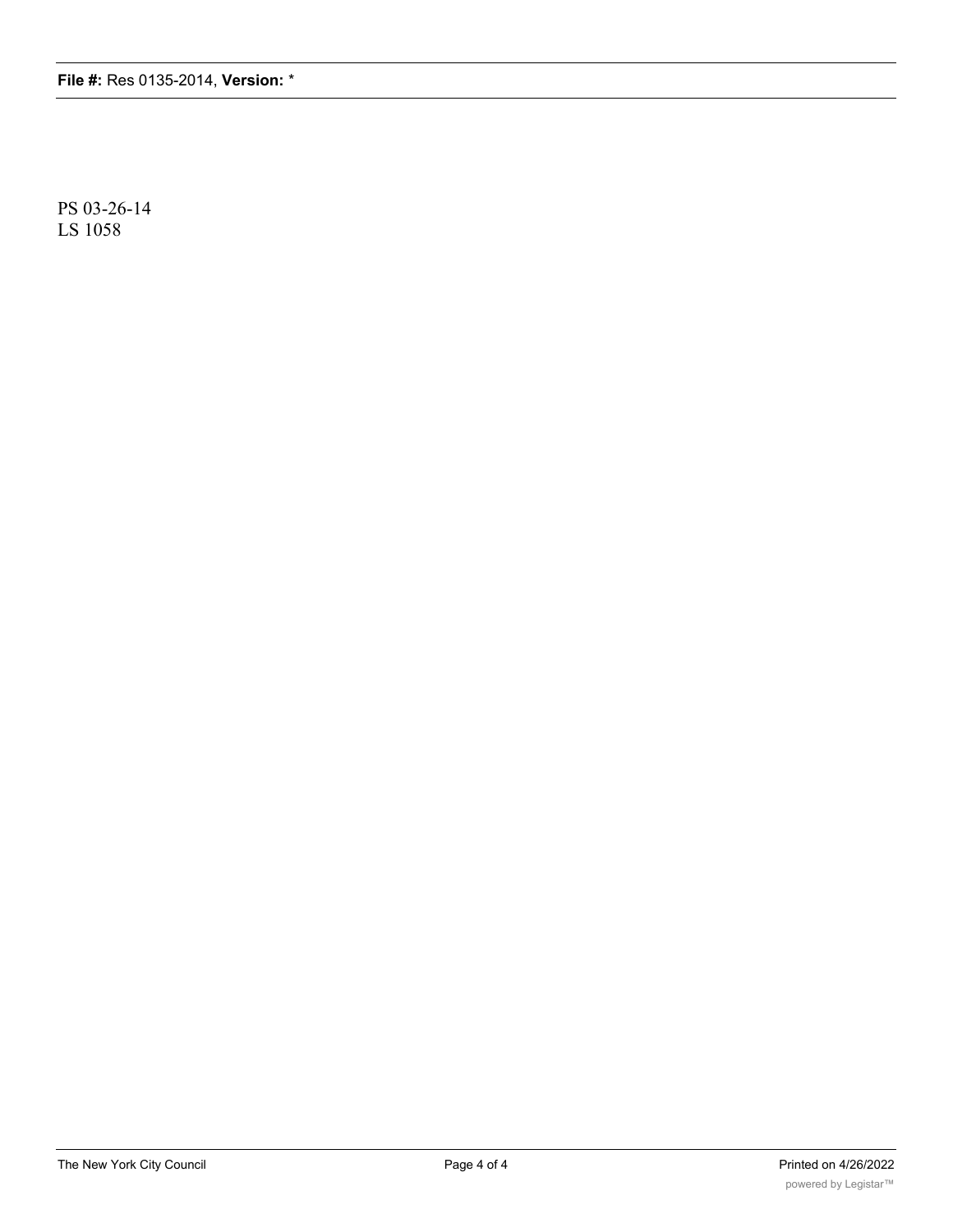PS 03-26-14
LS 1058